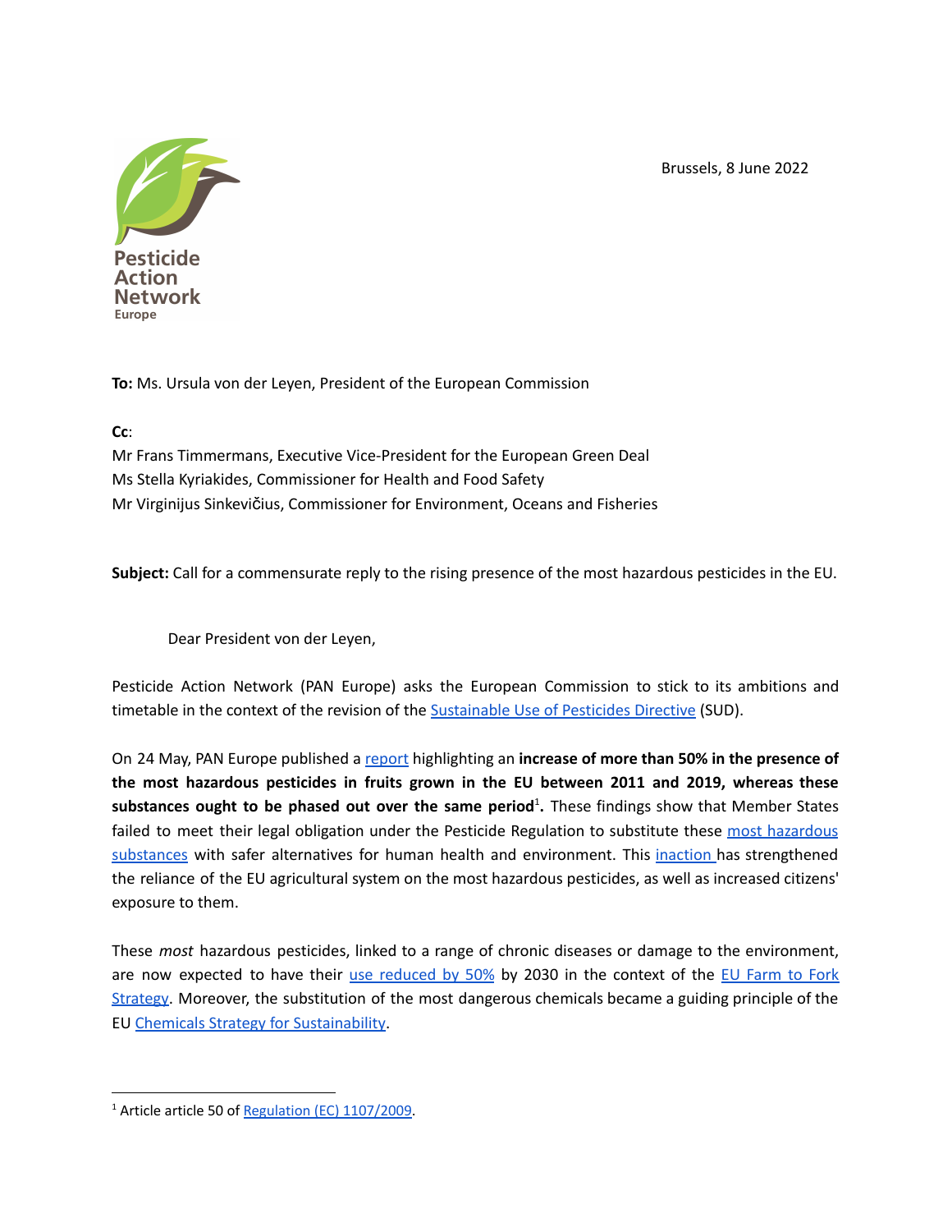Pesticide Action Network Europe

Brussels, 8 June 2022

**To:** Ms. Ursula von der Leyen, President of the European Commission

**Cc**:
Mr Frans Timmermans, Executive Vice-President for the European Green Deal
Ms Stella Kyriakides, Commissioner for Health and Food Safety
Mr Virginijus Sinkevičius, Commissioner for Environment, Oceans and Fisheries

**Subject:** Call for a commensurate reply to the rising presence of the most hazardous pesticides in the EU.

Dear President von der Leyen,

Pesticide Action Network (PAN Europe) asks the European Commission to stick to its ambitions and timetable in the context of the revision of the Sustainable Use of Pesticides Directive (SUD).

On 24 May, PAN Europe published a report highlighting an **increase of more than 50% in the presence of the most hazardous pesticides in fruits grown in the EU between 2011 and 2019, whereas these substances ought to be phased out over the same period**[1]**.** These findings show that Member States failed to meet their legal obligation under the Pesticide Regulation to substitute these most hazardous substances with safer alternatives for human health and environment. This inaction has strengthened the reliance of the EU agricultural system on the most hazardous pesticides, as well as increased citizens' exposure to them.

These *most* hazardous pesticides, linked to a range of chronic diseases or damage to the environment, are now expected to have their use reduced by 50% by 2030 in the context of the EU Farm to Fork Strategy. Moreover, the substitution of the most dangerous chemicals became a guiding principle of the EU Chemicals Strategy for Sustainability.

[1] Article article 50 of Regulation (EC) 1107/2009.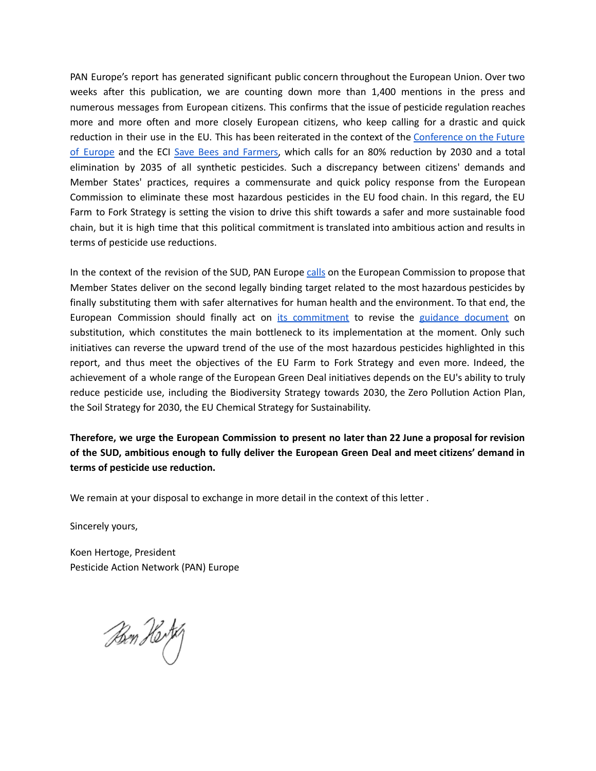PAN Europe's report has generated significant public concern throughout the European Union. Over two weeks after this publication, we are counting down more than 1,400 mentions in the press and numerous messages from European citizens. This confirms that the issue of pesticide regulation reaches more and more often and more closely European citizens, who keep calling for a drastic and quick reduction in their use in the EU. This has been reiterated in the context of the Conference on the Future of Europe and the ECI Save Bees and Farmers, which calls for an 80% reduction by 2030 and a total elimination by 2035 of all synthetic pesticides. Such a discrepancy between citizens' demands and Member States' practices, requires a commensurate and quick policy response from the European Commission to eliminate these most hazardous pesticides in the EU food chain. In this regard, the EU Farm to Fork Strategy is setting the vision to drive this shift towards a safer and more sustainable food chain, but it is high time that this political commitment is translated into ambitious action and results in terms of pesticide use reductions.

In the context of the revision of the SUD, PAN Europe calls on the European Commission to propose that Member States deliver on the second legally binding target related to the most hazardous pesticides by finally substituting them with safer alternatives for human health and the environment. To that end, the European Commission should finally act on its commitment to revise the guidance document on substitution, which constitutes the main bottleneck to its implementation at the moment. Only such initiatives can reverse the upward trend of the use of the most hazardous pesticides highlighted in this report, and thus meet the objectives of the EU Farm to Fork Strategy and even more. Indeed, the achievement of a whole range of the European Green Deal initiatives depends on the EU's ability to truly reduce pesticide use, including the Biodiversity Strategy towards 2030, the Zero Pollution Action Plan, the Soil Strategy for 2030, the EU Chemical Strategy for Sustainability.

**Therefore, we urge the European Commission to present no later than 22 June a proposal for revision of the SUD, ambitious enough to fully deliver the European Green Deal and meet citizens' demand in terms of pesticide use reduction.**

We remain at your disposal to exchange in more detail in the context of this letter .

Sincerely yours,

Koen Hertoge, President
Pesticide Action Network (PAN) Europe